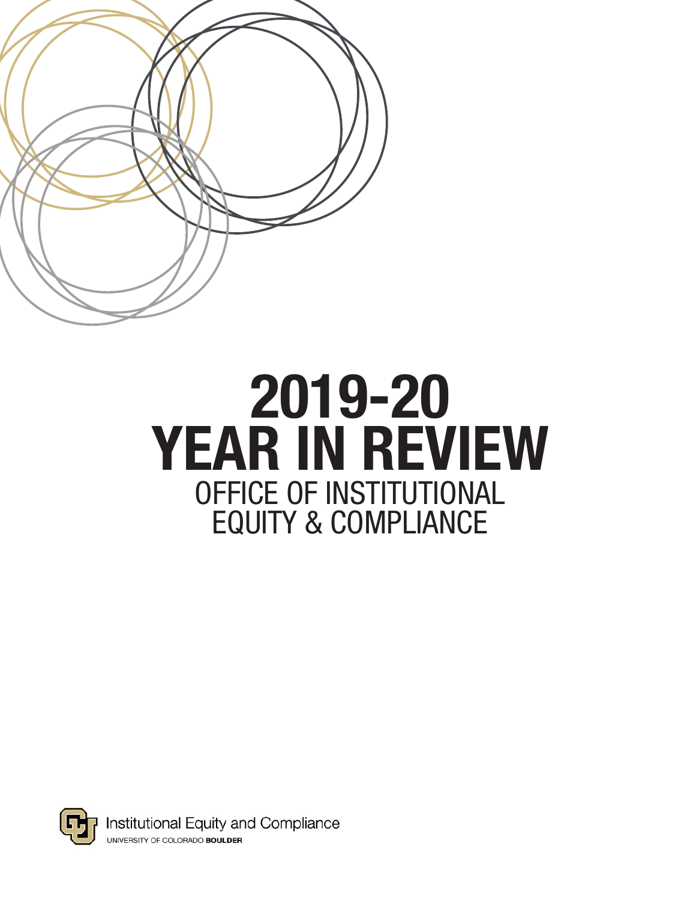# 2019-20 YEAR IN REVIEW

## OFFICE OF INSTITUTIONAL EQUITY & COMPLIANCE

Institutional Equity and Compliance
UNIVERSITY OF COLORADO **BOULDER**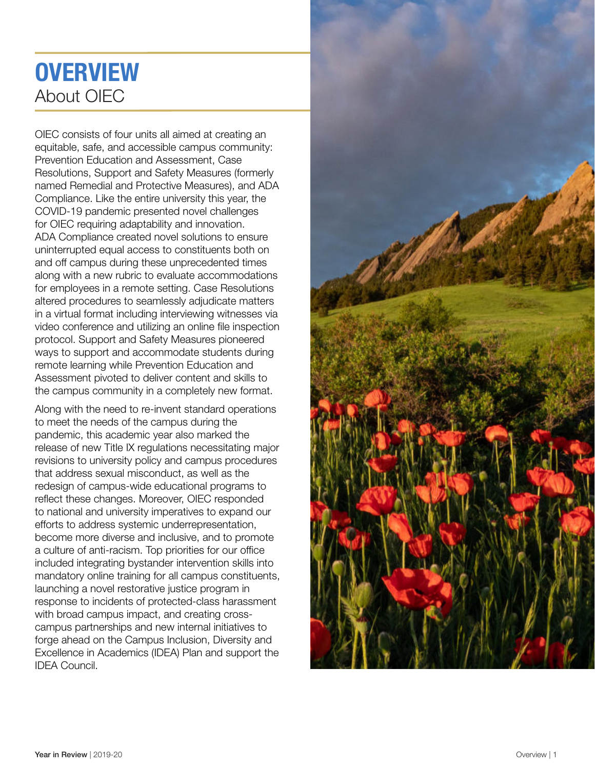# OVERVIEW

## About OIEC

OIEC consists of four units all aimed at creating an equitable, safe, and accessible campus community: Prevention Education and Assessment, Case Resolutions, Support and Safety Measures (formerly named Remedial and Protective Measures), and ADA Compliance. Like the entire university this year, the COVID-19 pandemic presented novel challenges for OIEC requiring adaptability and innovation. ADA Compliance created novel solutions to ensure uninterrupted equal access to constituents both on and off campus during these unprecedented times along with a new rubric to evaluate accommodations for employees in a remote setting. Case Resolutions altered procedures to seamlessly adjudicate matters in a virtual format including interviewing witnesses via video conference and utilizing an online file inspection protocol. Support and Safety Measures pioneered ways to support and accommodate students during remote learning while Prevention Education and Assessment pivoted to deliver content and skills to the campus community in a completely new format.

Along with the need to re-invent standard operations to meet the needs of the campus during the pandemic, this academic year also marked the release of new Title IX regulations necessitating major revisions to university policy and campus procedures that address sexual misconduct, as well as the redesign of campus-wide educational programs to reflect these changes. Moreover, OIEC responded to national and university imperatives to expand our efforts to address systemic underrepresentation, become more diverse and inclusive, and to promote a culture of anti-racism. Top priorities for our office included integrating bystander intervention skills into mandatory online training for all campus constituents, launching a novel restorative justice program in response to incidents of protected-class harassment with broad campus impact, and creating cross-campus partnerships and new internal initiatives to forge ahead on the Campus Inclusion, Diversity and Excellence in Academics (IDEA) Plan and support the IDEA Council.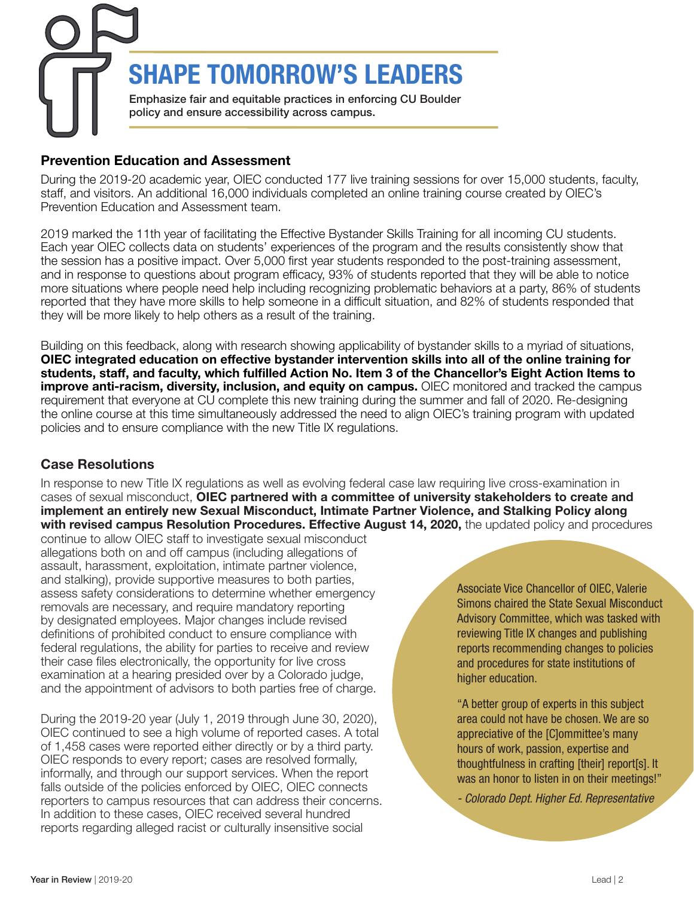# SHAPE TOMORROW'S LEADERS

Emphasize fair and equitable practices in enforcing CU Boulder policy and ensure accessibility across campus.

## Prevention Education and Assessment

During the 2019-20 academic year, OIEC conducted 177 live training sessions for over 15,000 students, faculty, staff, and visitors. An additional 16,000 individuals completed an online training course created by OIEC's Prevention Education and Assessment team.

2019 marked the 11th year of facilitating the Effective Bystander Skills Training for all incoming CU students. Each year OIEC collects data on students' experiences of the program and the results consistently show that the session has a positive impact. Over 5,000 first year students responded to the post-training assessment, and in response to questions about program efficacy, 93% of students reported that they will be able to notice more situations where people need help including recognizing problematic behaviors at a party, 86% of students reported that they have more skills to help someone in a difficult situation, and 82% of students responded that they will be more likely to help others as a result of the training.

Building on this feedback, along with research showing applicability of bystander skills to a myriad of situations, **OIEC integrated education on effective bystander intervention skills into all of the online training for students, staff, and faculty, which fulfilled Action No. Item 3 of the Chancellor's Eight Action Items to improve anti-racism, diversity, inclusion, and equity on campus.** OIEC monitored and tracked the campus requirement that everyone at CU complete this new training during the summer and fall of 2020. Re-designing the online course at this time simultaneously addressed the need to align OIEC's training program with updated policies and to ensure compliance with the new Title IX regulations.

## Case Resolutions

In response to new Title IX regulations as well as evolving federal case law requiring live cross-examination in cases of sexual misconduct, **OIEC partnered with a committee of university stakeholders to create and implement an entirely new Sexual Misconduct, Intimate Partner Violence, and Stalking Policy along with revised campus Resolution Procedures. Effective August 14, 2020,** the updated policy and procedures continue to allow OIEC staff to investigate sexual misconduct allegations both on and off campus (including allegations of assault, harassment, exploitation, intimate partner violence, and stalking), provide supportive measures to both parties, assess safety considerations to determine whether emergency removals are necessary, and require mandatory reporting by designated employees. Major changes include revised definitions of prohibited conduct to ensure compliance with federal regulations, the ability for parties to receive and review their case files electronically, the opportunity for live cross examination at a hearing presided over by a Colorado judge, and the appointment of advisors to both parties free of charge.

During the 2019-20 year (July 1, 2019 through June 30, 2020), OIEC continued to see a high volume of reported cases. A total of 1,458 cases were reported either directly or by a third party. OIEC responds to every report; cases are resolved formally, informally, and through our support services. When the report falls outside of the policies enforced by OIEC, OIEC connects reporters to campus resources that can address their concerns. In addition to these cases, OIEC received several hundred reports regarding alleged racist or culturally insensitive social

Associate Vice Chancellor of OIEC, Valerie Simons chaired the State Sexual Misconduct Advisory Committee, which was tasked with reviewing Title IX changes and publishing reports recommending changes to policies and procedures for state institutions of higher education.

"A better group of experts in this subject area could not have be chosen. We are so appreciative of the [C]ommittee's many hours of work, passion, expertise and thoughtfulness in crafting [their] report[s]. It was an honor to listen in on their meetings!"

*- Colorado Dept. Higher Ed. Representative*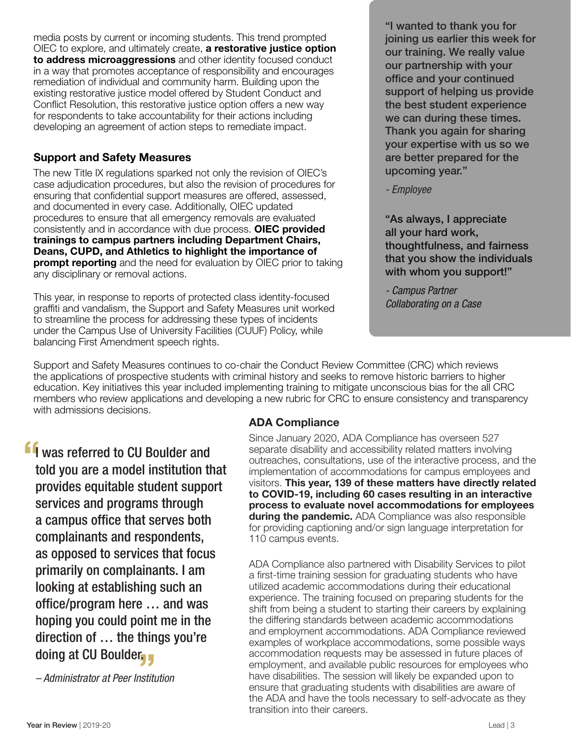media posts by current or incoming students. This trend prompted OIEC to explore, and ultimately create, **a restorative justice option to address microaggressions** and other identity focused conduct in a way that promotes acceptance of responsibility and encourages remediation of individual and community harm. Building upon the existing restorative justice model offered by Student Conduct and Conflict Resolution, this restorative justice option offers a new way for respondents to take accountability for their actions including developing an agreement of action steps to remediate impact.

### Support and Safety Measures

The new Title IX regulations sparked not only the revision of OIEC's case adjudication procedures, but also the revision of procedures for ensuring that confidential support measures are offered, assessed, and documented in every case. Additionally, OIEC updated procedures to ensure that all emergency removals are evaluated consistently and in accordance with due process. **OIEC provided trainings to campus partners including Department Chairs, Deans, CUPD, and Athletics to highlight the importance of prompt reporting** and the need for evaluation by OIEC prior to taking any disciplinary or removal actions.

This year, in response to reports of protected class identity-focused graffiti and vandalism, the Support and Safety Measures unit worked to streamline the process for addressing these types of incidents under the Campus Use of University Facilities (CUUF) Policy, while balancing First Amendment speech rights.

> **"I wanted to thank you for joining us earlier this week for our training. We really value our partnership with your office and your continued support of helping us provide the best student experience we can during these times. Thank you again for sharing your expertise with us so we are better prepared for the upcoming year."**
>
> *- Employee*

> **"As always, I appreciate all your hard work, thoughtfulness, and fairness that you show the individuals with whom you support!"**
>
> *- Campus Partner Collaborating on a Case*

Support and Safety Measures continues to co-chair the Conduct Review Committee (CRC) which reviews the applications of prospective students with criminal history and seeks to remove historic barriers to higher education. Key initiatives this year included implementing training to mitigate unconscious bias for the all CRC members who review applications and developing a new rubric for CRC to ensure consistency and transparency with admissions decisions.

> "I was referred to CU Boulder and told you are a model institution that provides equitable student support services and programs through a campus office that serves both complainants and respondents, as opposed to services that focus primarily on complainants. I am looking at establishing such an office/program here … and was hoping you could point me in the direction of … the things you're doing at CU Boulder."
>
> *– Administrator at Peer Institution*

### ADA Compliance

Since January 2020, ADA Compliance has overseen 527 separate disability and accessibility related matters involving outreaches, consultations, use of the interactive process, and the implementation of accommodations for campus employees and visitors. **This year, 139 of these matters have directly related to COVID-19, including 60 cases resulting in an interactive process to evaluate novel accommodations for employees during the pandemic.** ADA Compliance was also responsible for providing captioning and/or sign language interpretation for 110 campus events.

ADA Compliance also partnered with Disability Services to pilot a first-time training session for graduating students who have utilized academic accommodations during their educational experience. The training focused on preparing students for the shift from being a student to starting their careers by explaining the differing standards between academic accommodations and employment accommodations. ADA Compliance reviewed examples of workplace accommodations, some possible ways accommodation requests may be assessed in future places of employment, and available public resources for employees who have disabilities. The session will likely be expanded upon to ensure that graduating students with disabilities are aware of the ADA and have the tools necessary to self-advocate as they transition into their careers.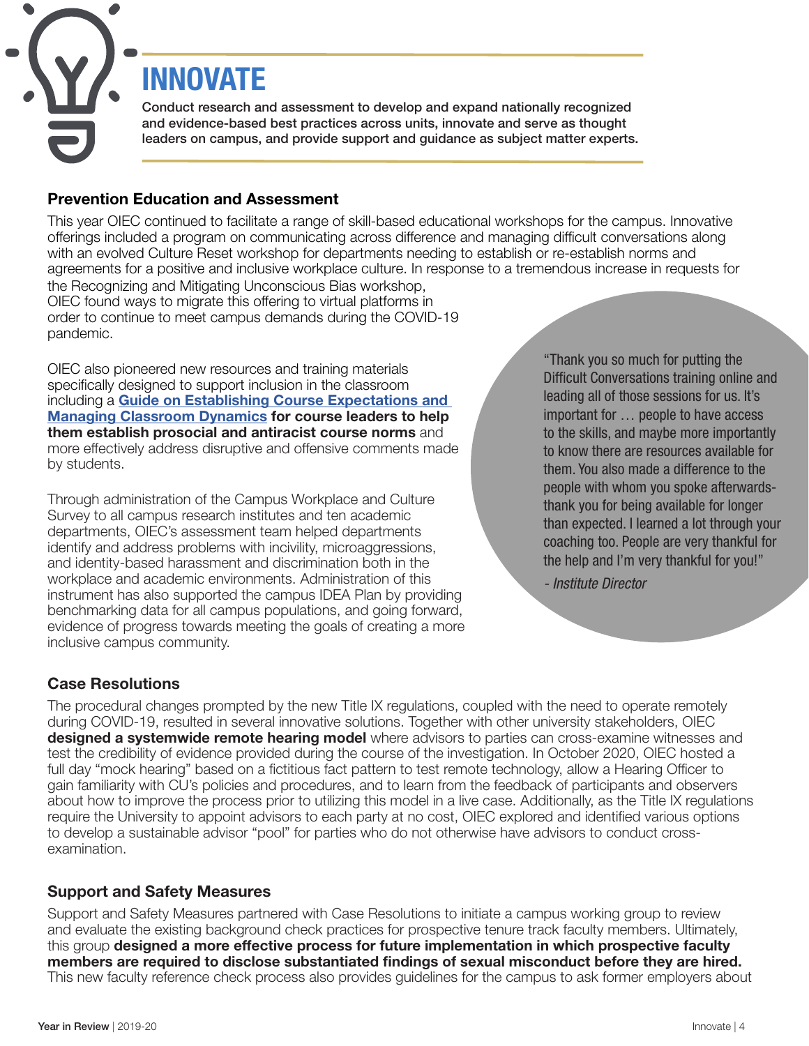# INNOVATE

**Conduct research and assessment to develop and expand nationally recognized and evidence-based best practices across units, innovate and serve as thought leaders on campus, and provide support and guidance as subject matter experts.**

## Prevention Education and Assessment

This year OIEC continued to facilitate a range of skill-based educational workshops for the campus. Innovative offerings included a program on communicating across difference and managing difficult conversations along with an evolved Culture Reset workshop for departments needing to establish or re-establish norms and agreements for a positive and inclusive workplace culture. In response to a tremendous increase in requests for the Recognizing and Mitigating Unconscious Bias workshop, OIEC found ways to migrate this offering to virtual platforms in order to continue to meet campus demands during the COVID-19 pandemic.

OIEC also pioneered new resources and training materials specifically designed to support inclusion in the classroom including a **Guide on Establishing Course Expectations and Managing Classroom Dynamics for course leaders to help them establish prosocial and antiracist course norms** and more effectively address disruptive and offensive comments made by students.

Through administration of the Campus Workplace and Culture Survey to all campus research institutes and ten academic departments, OIEC's assessment team helped departments identify and address problems with incivility, microaggressions, and identity-based harassment and discrimination both in the workplace and academic environments. Administration of this instrument has also supported the campus IDEA Plan by providing benchmarking data for all campus populations, and going forward, evidence of progress towards meeting the goals of creating a more inclusive campus community.

> "Thank you so much for putting the Difficult Conversations training online and leading all of those sessions for us. It's important for … people to have access to the skills, and maybe more importantly to know there are resources available for them. You also made a difference to the people with whom you spoke afterwards- thank you for being available for longer than expected. I learned a lot through your coaching too. People are very thankful for the help and I'm very thankful for you!"
>
> *- Institute Director*

## Case Resolutions

The procedural changes prompted by the new Title IX regulations, coupled with the need to operate remotely during COVID-19, resulted in several innovative solutions. Together with other university stakeholders, OIEC **designed a systemwide remote hearing model** where advisors to parties can cross-examine witnesses and test the credibility of evidence provided during the course of the investigation. In October 2020, OIEC hosted a full day "mock hearing" based on a fictitious fact pattern to test remote technology, allow a Hearing Officer to gain familiarity with CU's policies and procedures, and to learn from the feedback of participants and observers about how to improve the process prior to utilizing this model in a live case. Additionally, as the Title IX regulations require the University to appoint advisors to each party at no cost, OIEC explored and identified various options to develop a sustainable advisor "pool" for parties who do not otherwise have advisors to conduct cross-examination.

## Support and Safety Measures

Support and Safety Measures partnered with Case Resolutions to initiate a campus working group to review and evaluate the existing background check practices for prospective tenure track faculty members. Ultimately, this group **designed a more effective process for future implementation in which prospective faculty members are required to disclose substantiated findings of sexual misconduct before they are hired.** This new faculty reference check process also provides guidelines for the campus to ask former employers about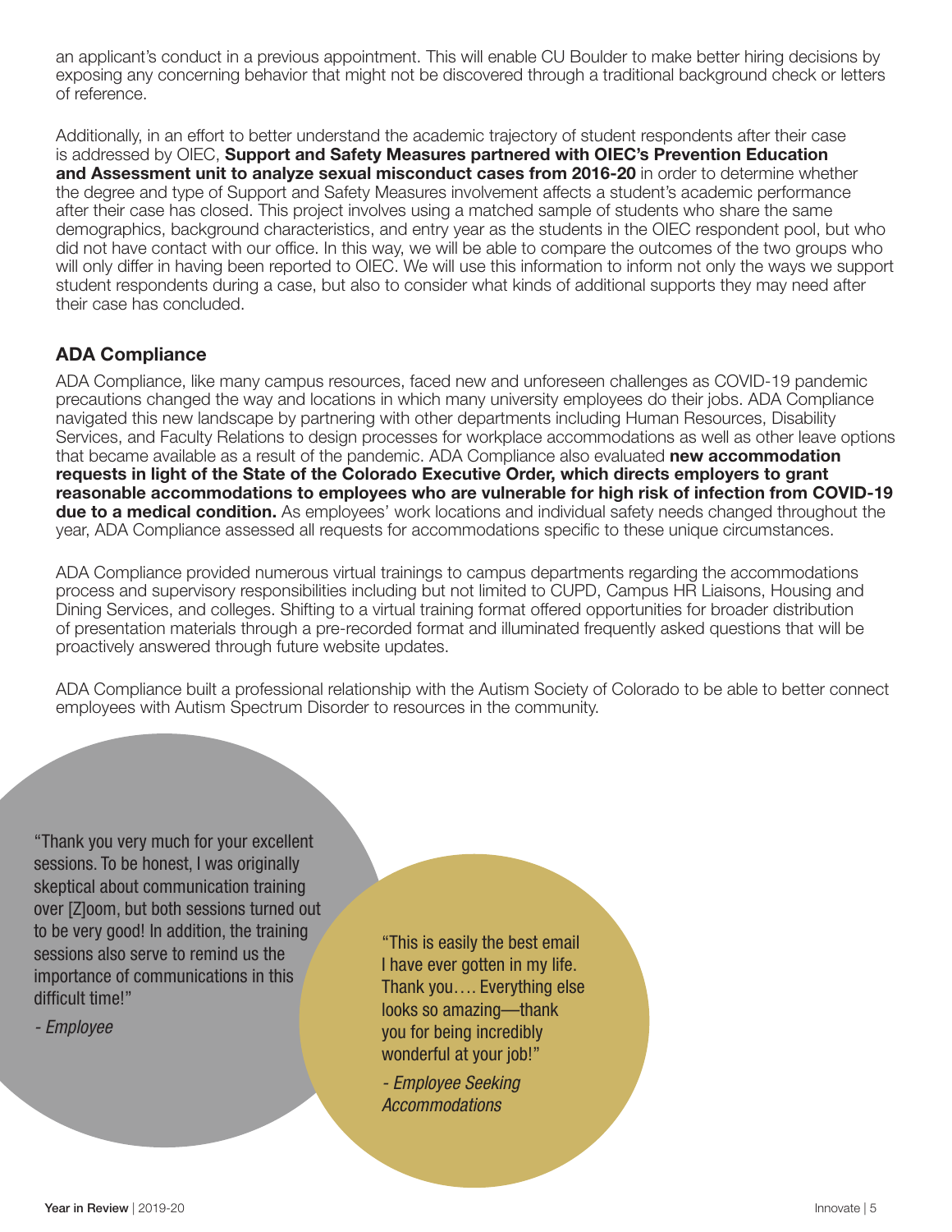an applicant's conduct in a previous appointment. This will enable CU Boulder to make better hiring decisions by exposing any concerning behavior that might not be discovered through a traditional background check or letters of reference.

Additionally, in an effort to better understand the academic trajectory of student respondents after their case is addressed by OIEC, **Support and Safety Measures partnered with OIEC's Prevention Education and Assessment unit to analyze sexual misconduct cases from 2016-20** in order to determine whether the degree and type of Support and Safety Measures involvement affects a student's academic performance after their case has closed. This project involves using a matched sample of students who share the same demographics, background characteristics, and entry year as the students in the OIEC respondent pool, but who did not have contact with our office. In this way, we will be able to compare the outcomes of the two groups who will only differ in having been reported to OIEC. We will use this information to inform not only the ways we support student respondents during a case, but also to consider what kinds of additional supports they may need after their case has concluded.

### ADA Compliance

ADA Compliance, like many campus resources, faced new and unforeseen challenges as COVID-19 pandemic precautions changed the way and locations in which many university employees do their jobs. ADA Compliance navigated this new landscape by partnering with other departments including Human Resources, Disability Services, and Faculty Relations to design processes for workplace accommodations as well as other leave options that became available as a result of the pandemic. ADA Compliance also evaluated **new accommodation requests in light of the State of the Colorado Executive Order, which directs employers to grant reasonable accommodations to employees who are vulnerable for high risk of infection from COVID-19 due to a medical condition.** As employees' work locations and individual safety needs changed throughout the year, ADA Compliance assessed all requests for accommodations specific to these unique circumstances.

ADA Compliance provided numerous virtual trainings to campus departments regarding the accommodations process and supervisory responsibilities including but not limited to CUPD, Campus HR Liaisons, Housing and Dining Services, and colleges. Shifting to a virtual training format offered opportunities for broader distribution of presentation materials through a pre-recorded format and illuminated frequently asked questions that will be proactively answered through future website updates.

ADA Compliance built a professional relationship with the Autism Society of Colorado to be able to better connect employees with Autism Spectrum Disorder to resources in the community.

"Thank you very much for your excellent sessions. To be honest, I was originally skeptical about communication training over [Z]oom, but both sessions turned out to be very good! In addition, the training sessions also serve to remind us the importance of communications in this difficult time!"

*- Employee*

"This is easily the best email I have ever gotten in my life. Thank you…. Everything else looks so amazing—thank you for being incredibly wonderful at your job!"

*- Employee Seeking Accommodations*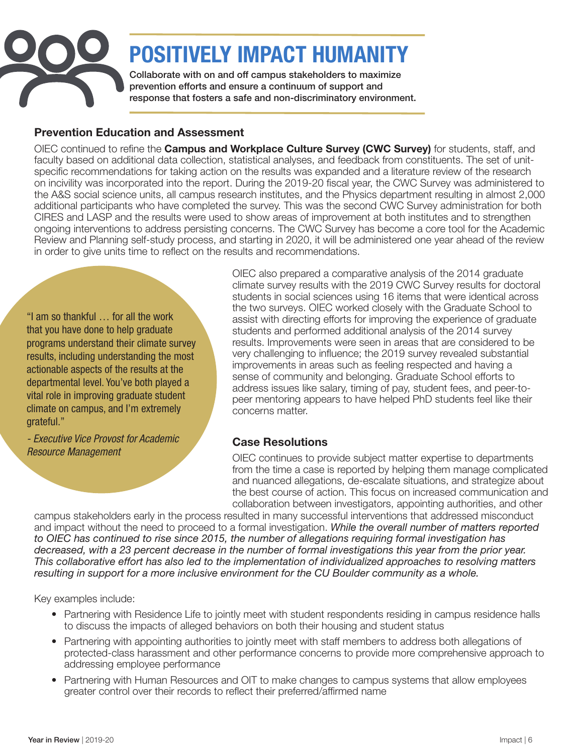# POSITIVELY IMPACT HUMANITY

**Collaborate with on and off campus stakeholders to maximize prevention efforts and ensure a continuum of support and response that fosters a safe and non-discriminatory environment.**

### Prevention Education and Assessment

OIEC continued to refine the **Campus and Workplace Culture Survey (CWC Survey)** for students, staff, and faculty based on additional data collection, statistical analyses, and feedback from constituents. The set of unit-specific recommendations for taking action on the results was expanded and a literature review of the research on incivility was incorporated into the report. During the 2019-20 fiscal year, the CWC Survey was administered to the A&S social science units, all campus research institutes, and the Physics department resulting in almost 2,000 additional participants who have completed the survey. This was the second CWC Survey administration for both CIRES and LASP and the results were used to show areas of improvement at both institutes and to strengthen ongoing interventions to address persisting concerns. The CWC Survey has become a core tool for the Academic Review and Planning self-study process, and starting in 2020, it will be administered one year ahead of the review in order to give units time to reflect on the results and recommendations.

> "I am so thankful … for all the work that you have done to help graduate programs understand their climate survey results, including understanding the most actionable aspects of the results at the departmental level. You've both played a vital role in improving graduate student climate on campus, and I'm extremely grateful."
>
> *- Executive Vice Provost for Academic Resource Management*

OIEC also prepared a comparative analysis of the 2014 graduate climate survey results with the 2019 CWC Survey results for doctoral students in social sciences using 16 items that were identical across the two surveys. OIEC worked closely with the Graduate School to assist with directing efforts for improving the experience of graduate students and performed additional analysis of the 2014 survey results. Improvements were seen in areas that are considered to be very challenging to influence; the 2019 survey revealed substantial improvements in areas such as feeling respected and having a sense of community and belonging. Graduate School efforts to address issues like salary, timing of pay, student fees, and peer-to-peer mentoring appears to have helped PhD students feel like their concerns matter.

### Case Resolutions

OIEC continues to provide subject matter expertise to departments from the time a case is reported by helping them manage complicated and nuanced allegations, de-escalate situations, and strategize about the best course of action. This focus on increased communication and collaboration between investigators, appointing authorities, and other campus stakeholders early in the process resulted in many successful interventions that addressed misconduct and impact without the need to proceed to a formal investigation. *While the overall number of matters reported to OIEC has continued to rise since 2015, the number of allegations requiring formal investigation has decreased, with a 23 percent decrease in the number of formal investigations this year from the prior year. This collaborative effort has also led to the implementation of individualized approaches to resolving matters resulting in support for a more inclusive environment for the CU Boulder community as a whole.*

Key examples include:

- Partnering with Residence Life to jointly meet with student respondents residing in campus residence halls to discuss the impacts of alleged behaviors on both their housing and student status
- Partnering with appointing authorities to jointly meet with staff members to address both allegations of protected-class harassment and other performance concerns to provide more comprehensive approach to addressing employee performance
- Partnering with Human Resources and OIT to make changes to campus systems that allow employees greater control over their records to reflect their preferred/affirmed name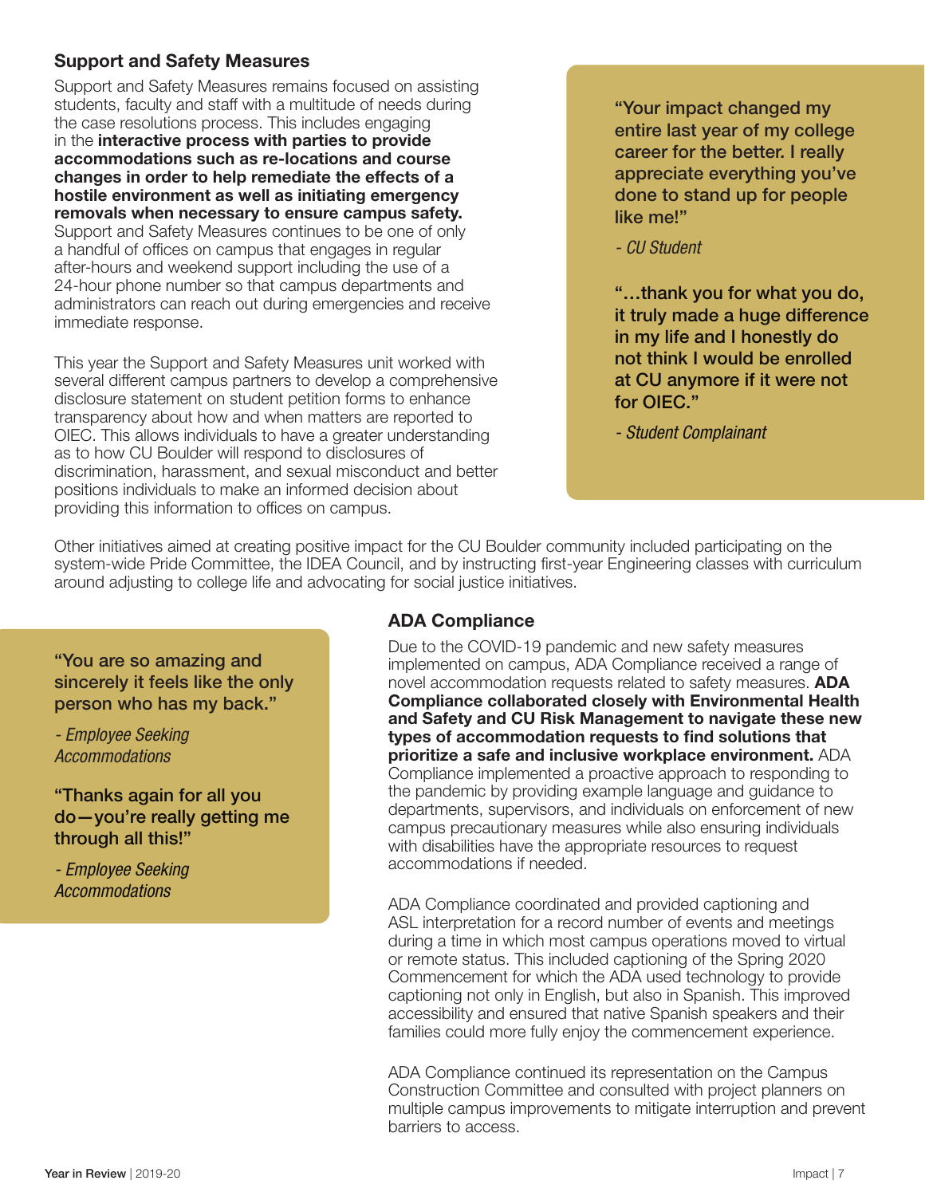## Support and Safety Measures

Support and Safety Measures remains focused on assisting students, faculty and staff with a multitude of needs during the case resolutions process. This includes engaging in the **interactive process with parties to provide accommodations such as re-locations and course changes in order to help remediate the effects of a hostile environment as well as initiating emergency removals when necessary to ensure campus safety.** Support and Safety Measures continues to be one of only a handful of offices on campus that engages in regular after-hours and weekend support including the use of a 24-hour phone number so that campus departments and administrators can reach out during emergencies and receive immediate response.

This year the Support and Safety Measures unit worked with several different campus partners to develop a comprehensive disclosure statement on student petition forms to enhance transparency about how and when matters are reported to OIEC. This allows individuals to have a greater understanding as to how CU Boulder will respond to disclosures of discrimination, harassment, and sexual misconduct and better positions individuals to make an informed decision about providing this information to offices on campus.

> **"Your impact changed my entire last year of my college career for the better. I really appreciate everything you've done to stand up for people like me!"**
>
> *- CU Student*
>
> **"…thank you for what you do, it truly made a huge difference in my life and I honestly do not think I would be enrolled at CU anymore if it were not for OIEC."**
>
> *- Student Complainant*

Other initiatives aimed at creating positive impact for the CU Boulder community included participating on the system-wide Pride Committee, the IDEA Council, and by instructing first-year Engineering classes with curriculum around adjusting to college life and advocating for social justice initiatives.

> **"You are so amazing and sincerely it feels like the only person who has my back."**
>
> *- Employee Seeking Accommodations*
>
> **"Thanks again for all you do—you're really getting me through all this!"**
>
> *- Employee Seeking Accommodations*

## ADA Compliance

Due to the COVID-19 pandemic and new safety measures implemented on campus, ADA Compliance received a range of novel accommodation requests related to safety measures. **ADA Compliance collaborated closely with Environmental Health and Safety and CU Risk Management to navigate these new types of accommodation requests to find solutions that prioritize a safe and inclusive workplace environment.** ADA Compliance implemented a proactive approach to responding to the pandemic by providing example language and guidance to departments, supervisors, and individuals on enforcement of new campus precautionary measures while also ensuring individuals with disabilities have the appropriate resources to request accommodations if needed.

ADA Compliance coordinated and provided captioning and ASL interpretation for a record number of events and meetings during a time in which most campus operations moved to virtual or remote status. This included captioning of the Spring 2020 Commencement for which the ADA used technology to provide captioning not only in English, but also in Spanish. This improved accessibility and ensured that native Spanish speakers and their families could more fully enjoy the commencement experience.

ADA Compliance continued its representation on the Campus Construction Committee and consulted with project planners on multiple campus improvements to mitigate interruption and prevent barriers to access.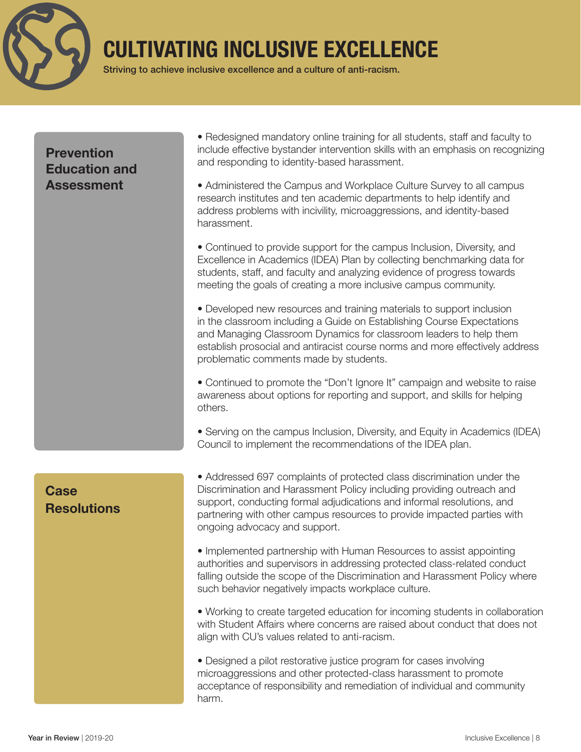# CULTIVATING INCLUSIVE EXCELLENCE

Striving to achieve inclusive excellence and a culture of anti-racism.

## Prevention Education and Assessment

- Redesigned mandatory online training for all students, staff and faculty to include effective bystander intervention skills with an emphasis on recognizing and responding to identity-based harassment.

- Administered the Campus and Workplace Culture Survey to all campus research institutes and ten academic departments to help identify and address problems with incivility, microaggressions, and identity-based harassment.

- Continued to provide support for the campus Inclusion, Diversity, and Excellence in Academics (IDEA) Plan by collecting benchmarking data for students, staff, and faculty and analyzing evidence of progress towards meeting the goals of creating a more inclusive campus community.

- Developed new resources and training materials to support inclusion in the classroom including a Guide on Establishing Course Expectations and Managing Classroom Dynamics for classroom leaders to help them establish prosocial and antiracist course norms and more effectively address problematic comments made by students.

- Continued to promote the "Don't Ignore It" campaign and website to raise awareness about options for reporting and support, and skills for helping others.

- Serving on the campus Inclusion, Diversity, and Equity in Academics (IDEA) Council to implement the recommendations of the IDEA plan.

## Case Resolutions

- Addressed 697 complaints of protected class discrimination under the Discrimination and Harassment Policy including providing outreach and support, conducting formal adjudications and informal resolutions, and partnering with other campus resources to provide impacted parties with ongoing advocacy and support.

- Implemented partnership with Human Resources to assist appointing authorities and supervisors in addressing protected class-related conduct falling outside the scope of the Discrimination and Harassment Policy where such behavior negatively impacts workplace culture.

- Working to create targeted education for incoming students in collaboration with Student Affairs where concerns are raised about conduct that does not align with CU's values related to anti-racism.

- Designed a pilot restorative justice program for cases involving microaggressions and other protected-class harassment to promote acceptance of responsibility and remediation of individual and community harm.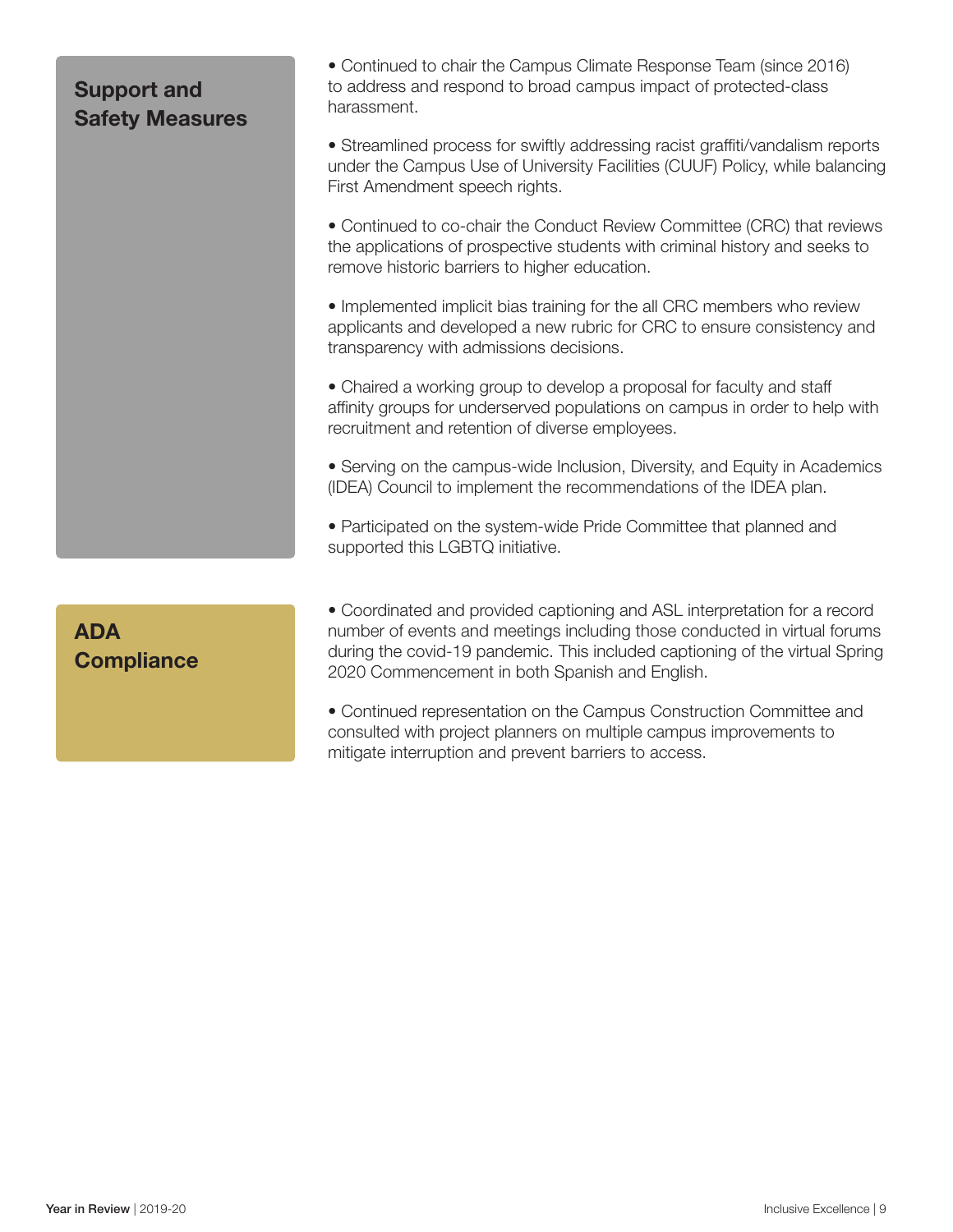## Support and Safety Measures

- Continued to chair the Campus Climate Response Team (since 2016) to address and respond to broad campus impact of protected-class harassment.
- Streamlined process for swiftly addressing racist graffiti/vandalism reports under the Campus Use of University Facilities (CUUF) Policy, while balancing First Amendment speech rights.
- Continued to co-chair the Conduct Review Committee (CRC) that reviews the applications of prospective students with criminal history and seeks to remove historic barriers to higher education.
- Implemented implicit bias training for the all CRC members who review applicants and developed a new rubric for CRC to ensure consistency and transparency with admissions decisions.
- Chaired a working group to develop a proposal for faculty and staff affinity groups for underserved populations on campus in order to help with recruitment and retention of diverse employees.
- Serving on the campus-wide Inclusion, Diversity, and Equity in Academics (IDEA) Council to implement the recommendations of the IDEA plan.
- Participated on the system-wide Pride Committee that planned and supported this LGBTQ initiative.

## ADA Compliance

- Coordinated and provided captioning and ASL interpretation for a record number of events and meetings including those conducted in virtual forums during the covid-19 pandemic. This included captioning of the virtual Spring 2020 Commencement in both Spanish and English.
- Continued representation on the Campus Construction Committee and consulted with project planners on multiple campus improvements to mitigate interruption and prevent barriers to access.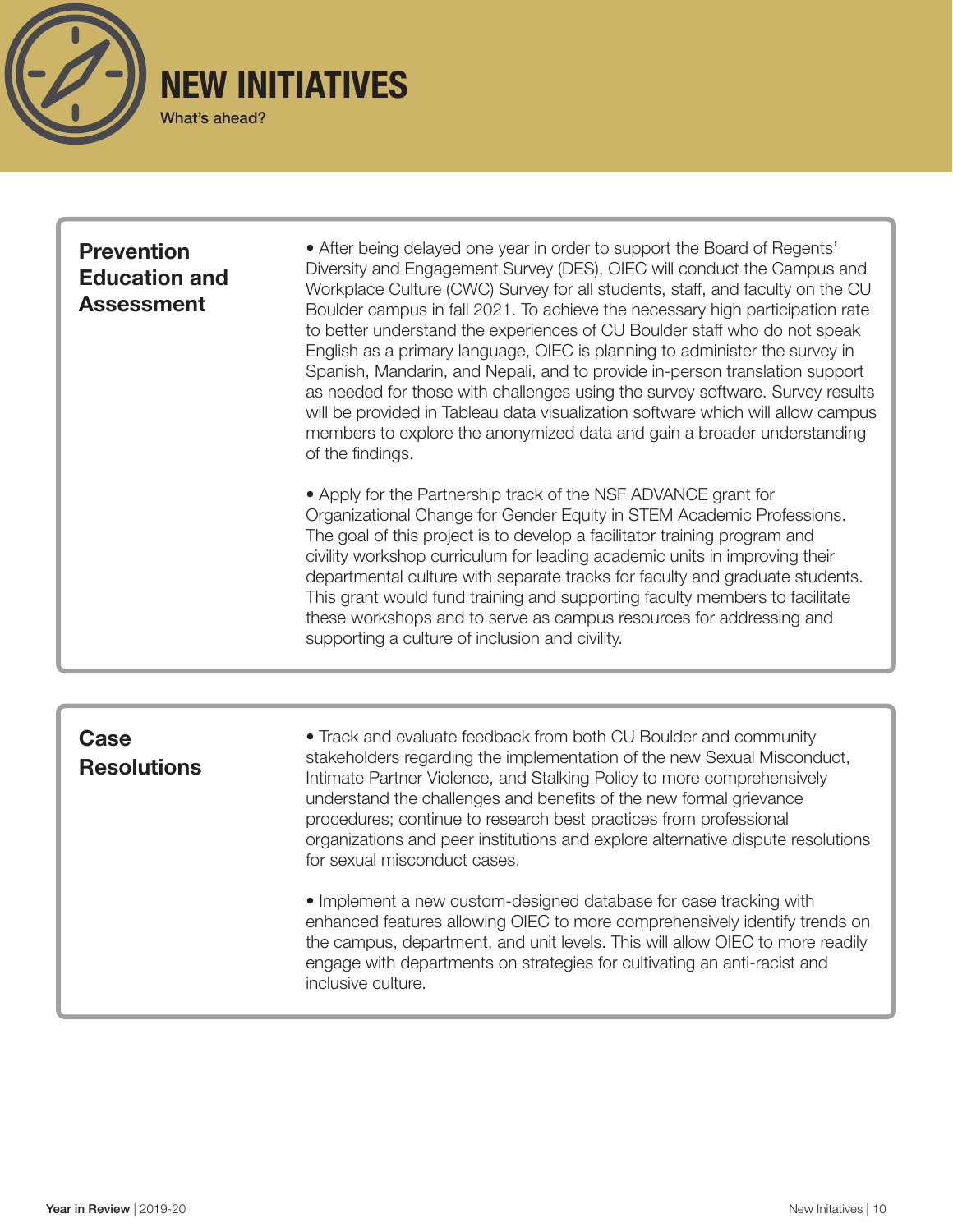# NEW INITIATIVES

What's ahead?

## Prevention Education and Assessment

- After being delayed one year in order to support the Board of Regents' Diversity and Engagement Survey (DES), OIEC will conduct the Campus and Workplace Culture (CWC) Survey for all students, staff, and faculty on the CU Boulder campus in fall 2021. To achieve the necessary high participation rate to better understand the experiences of CU Boulder staff who do not speak English as a primary language, OIEC is planning to administer the survey in Spanish, Mandarin, and Nepali, and to provide in-person translation support as needed for those with challenges using the survey software. Survey results will be provided in Tableau data visualization software which will allow campus members to explore the anonymized data and gain a broader understanding of the findings.

- Apply for the Partnership track of the NSF ADVANCE grant for Organizational Change for Gender Equity in STEM Academic Professions. The goal of this project is to develop a facilitator training program and civility workshop curriculum for leading academic units in improving their departmental culture with separate tracks for faculty and graduate students. This grant would fund training and supporting faculty members to facilitate these workshops and to serve as campus resources for addressing and supporting a culture of inclusion and civility.

## Case Resolutions

- Track and evaluate feedback from both CU Boulder and community stakeholders regarding the implementation of the new Sexual Misconduct, Intimate Partner Violence, and Stalking Policy to more comprehensively understand the challenges and benefits of the new formal grievance procedures; continue to research best practices from professional organizations and peer institutions and explore alternative dispute resolutions for sexual misconduct cases.

- Implement a new custom-designed database for case tracking with enhanced features allowing OIEC to more comprehensively identify trends on the campus, department, and unit levels. This will allow OIEC to more readily engage with departments on strategies for cultivating an anti-racist and inclusive culture.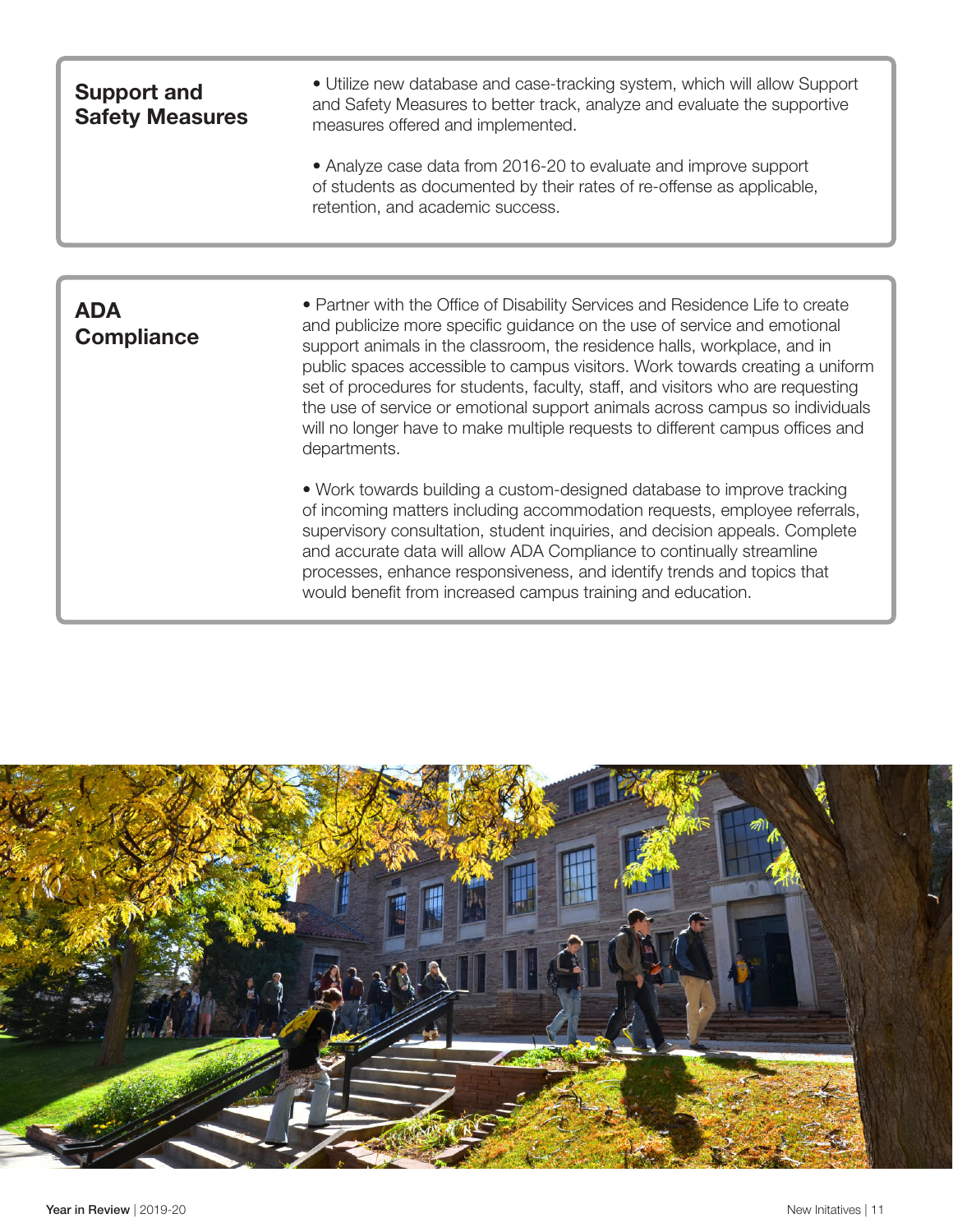## Support and Safety Measures

- Utilize new database and case-tracking system, which will allow Support and Safety Measures to better track, analyze and evaluate the supportive measures offered and implemented.
- Analyze case data from 2016-20 to evaluate and improve support of students as documented by their rates of re-offense as applicable, retention, and academic success.

## ADA Compliance

- Partner with the Office of Disability Services and Residence Life to create and publicize more specific guidance on the use of service and emotional support animals in the classroom, the residence halls, workplace, and in public spaces accessible to campus visitors. Work towards creating a uniform set of procedures for students, faculty, staff, and visitors who are requesting the use of service or emotional support animals across campus so individuals will no longer have to make multiple requests to different campus offices and departments.
- Work towards building a custom-designed database to improve tracking of incoming matters including accommodation requests, employee referrals, supervisory consultation, student inquiries, and decision appeals. Complete and accurate data will allow ADA Compliance to continually streamline processes, enhance responsiveness, and identify trends and topics that would benefit from increased campus training and education.